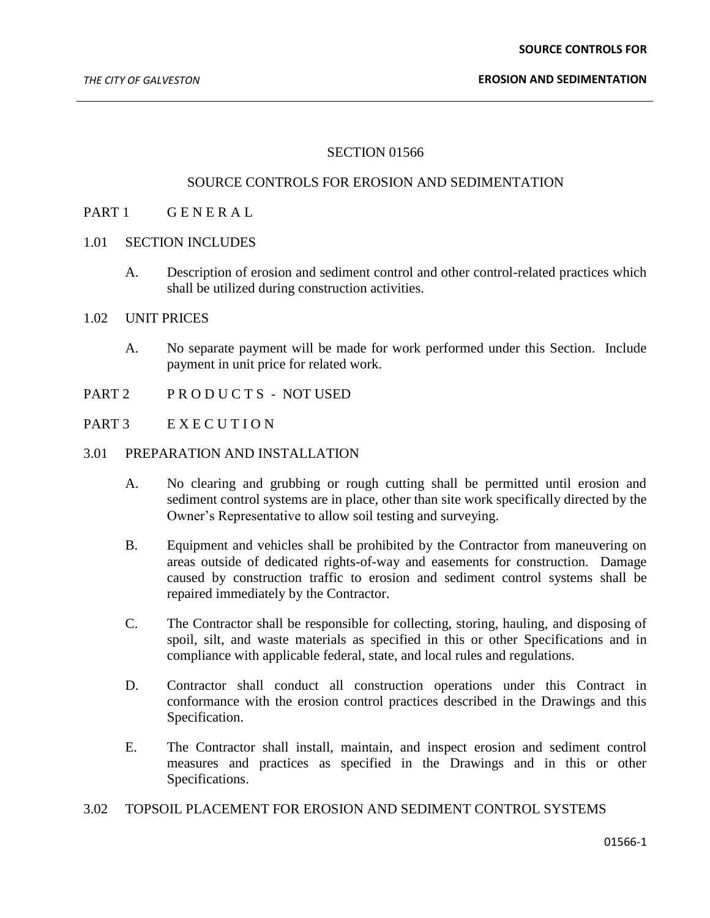# SECTION 01566

## SOURCE CONTROLS FOR EROSION AND SEDIMENTATION

## PART 1 G E N E R A L

### 1.01 SECTION INCLUDES

A. Description of erosion and sediment control and other control-related practices which shall be utilized during construction activities.

### 1.02 UNIT PRICES

A. No separate payment will be made for work performed under this Section. Include payment in unit price for related work.

## PART 2 P R O D U C T S - NOT USED

## PART 3 E X E C U T I O N

### 3.01 PREPARATION AND INSTALLATION

A. No clearing and grubbing or rough cutting shall be permitted until erosion and sediment control systems are in place, other than site work specifically directed by the Owner's Representative to allow soil testing and surveying.

B. Equipment and vehicles shall be prohibited by the Contractor from maneuvering on areas outside of dedicated rights-of-way and easements for construction. Damage caused by construction traffic to erosion and sediment control systems shall be repaired immediately by the Contractor.

C. The Contractor shall be responsible for collecting, storing, hauling, and disposing of spoil, silt, and waste materials as specified in this or other Specifications and in compliance with applicable federal, state, and local rules and regulations.

D. Contractor shall conduct all construction operations under this Contract in conformance with the erosion control practices described in the Drawings and this Specification.

E. The Contractor shall install, maintain, and inspect erosion and sediment control measures and practices as specified in the Drawings and in this or other Specifications.

### 3.02 TOPSOIL PLACEMENT FOR EROSION AND SEDIMENT CONTROL SYSTEMS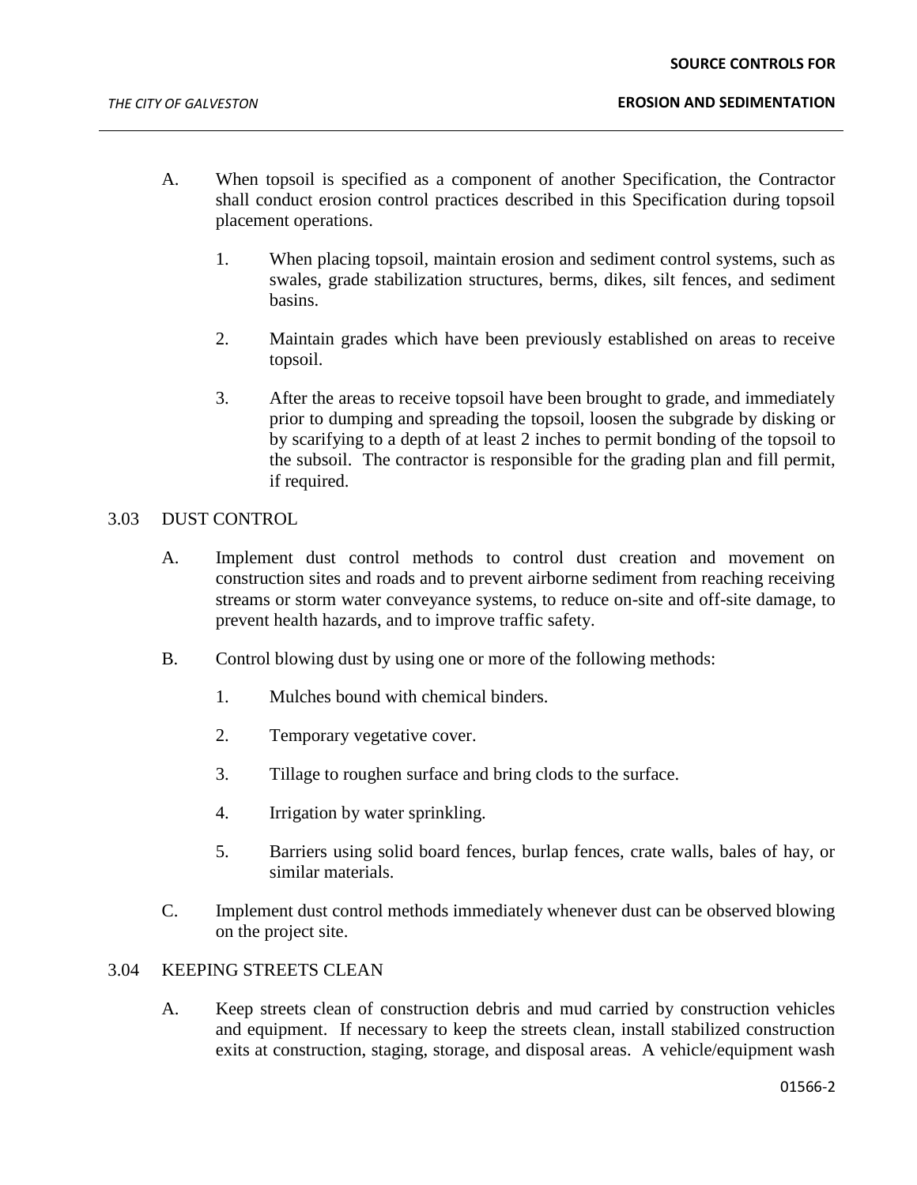A. When topsoil is specified as a component of another Specification, the Contractor shall conduct erosion control practices described in this Specification during topsoil placement operations.

   1. When placing topsoil, maintain erosion and sediment control systems, such as swales, grade stabilization structures, berms, dikes, silt fences, and sediment basins.

   2. Maintain grades which have been previously established on areas to receive topsoil.

   3. After the areas to receive topsoil have been brought to grade, and immediately prior to dumping and spreading the topsoil, loosen the subgrade by disking or by scarifying to a depth of at least 2 inches to permit bonding of the topsoil to the subsoil. The contractor is responsible for the grading plan and fill permit, if required.

## 3.03 DUST CONTROL

A. Implement dust control methods to control dust creation and movement on construction sites and roads and to prevent airborne sediment from reaching receiving streams or storm water conveyance systems, to reduce on-site and off-site damage, to prevent health hazards, and to improve traffic safety.

B. Control blowing dust by using one or more of the following methods:

   1. Mulches bound with chemical binders.

   2. Temporary vegetative cover.

   3. Tillage to roughen surface and bring clods to the surface.

   4. Irrigation by water sprinkling.

   5. Barriers using solid board fences, burlap fences, crate walls, bales of hay, or similar materials.

C. Implement dust control methods immediately whenever dust can be observed blowing on the project site.

## 3.04 KEEPING STREETS CLEAN

A. Keep streets clean of construction debris and mud carried by construction vehicles and equipment. If necessary to keep the streets clean, install stabilized construction exits at construction, staging, storage, and disposal areas. A vehicle/equipment wash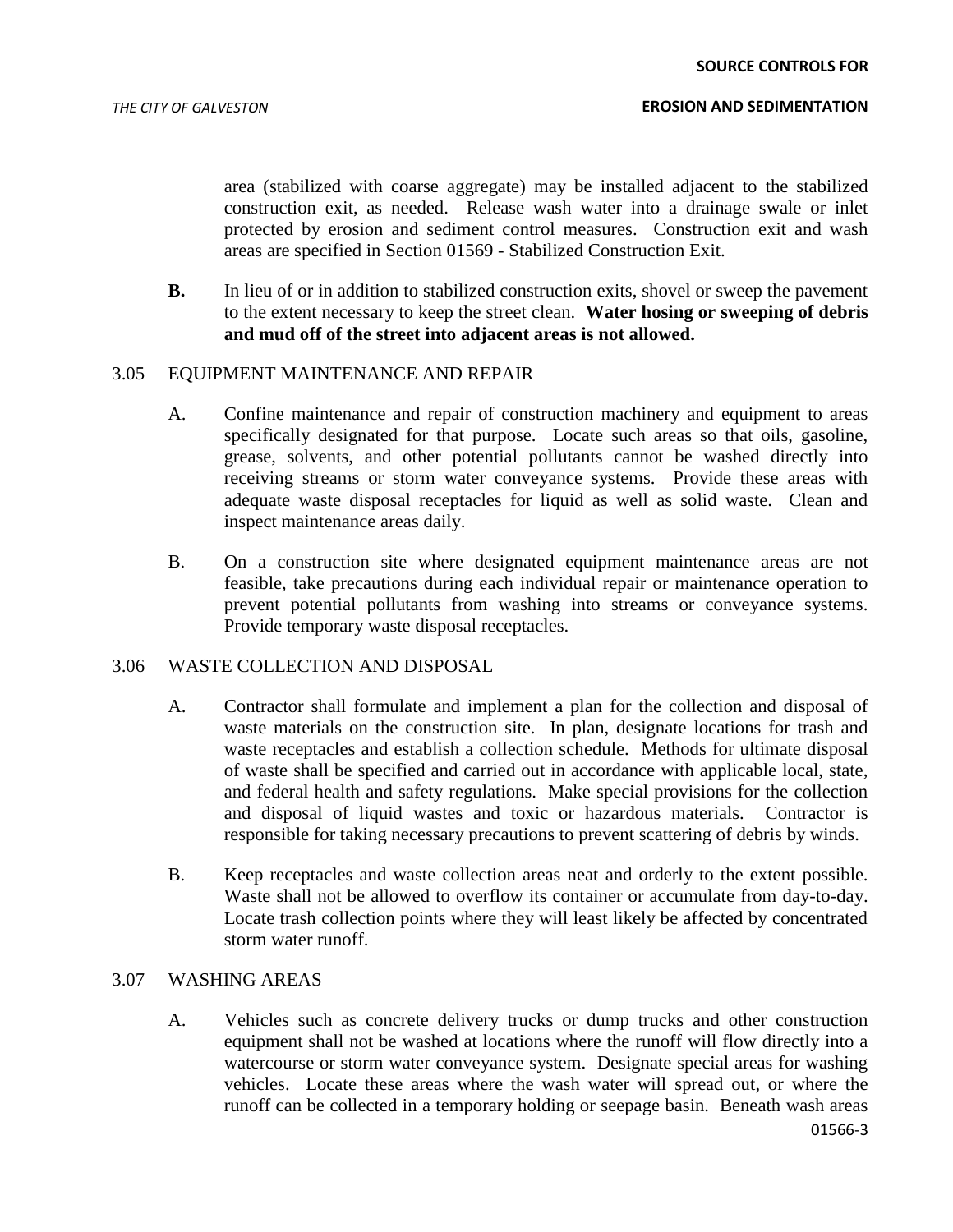area (stabilized with coarse aggregate) may be installed adjacent to the stabilized construction exit, as needed. Release wash water into a drainage swale or inlet protected by erosion and sediment control measures. Construction exit and wash areas are specified in Section 01569 - Stabilized Construction Exit.

**B.** In lieu of or in addition to stabilized construction exits, shovel or sweep the pavement to the extent necessary to keep the street clean. **Water hosing or sweeping of debris and mud off of the street into adjacent areas is not allowed.**

3.05 EQUIPMENT MAINTENANCE AND REPAIR

A. Confine maintenance and repair of construction machinery and equipment to areas specifically designated for that purpose. Locate such areas so that oils, gasoline, grease, solvents, and other potential pollutants cannot be washed directly into receiving streams or storm water conveyance systems. Provide these areas with adequate waste disposal receptacles for liquid as well as solid waste. Clean and inspect maintenance areas daily.

B. On a construction site where designated equipment maintenance areas are not feasible, take precautions during each individual repair or maintenance operation to prevent potential pollutants from washing into streams or conveyance systems. Provide temporary waste disposal receptacles.

3.06 WASTE COLLECTION AND DISPOSAL

A. Contractor shall formulate and implement a plan for the collection and disposal of waste materials on the construction site. In plan, designate locations for trash and waste receptacles and establish a collection schedule. Methods for ultimate disposal of waste shall be specified and carried out in accordance with applicable local, state, and federal health and safety regulations. Make special provisions for the collection and disposal of liquid wastes and toxic or hazardous materials. Contractor is responsible for taking necessary precautions to prevent scattering of debris by winds.

B. Keep receptacles and waste collection areas neat and orderly to the extent possible. Waste shall not be allowed to overflow its container or accumulate from day-to-day. Locate trash collection points where they will least likely be affected by concentrated storm water runoff.

3.07 WASHING AREAS

A. Vehicles such as concrete delivery trucks or dump trucks and other construction equipment shall not be washed at locations where the runoff will flow directly into a watercourse or storm water conveyance system. Designate special areas for washing vehicles. Locate these areas where the wash water will spread out, or where the runoff can be collected in a temporary holding or seepage basin. Beneath wash areas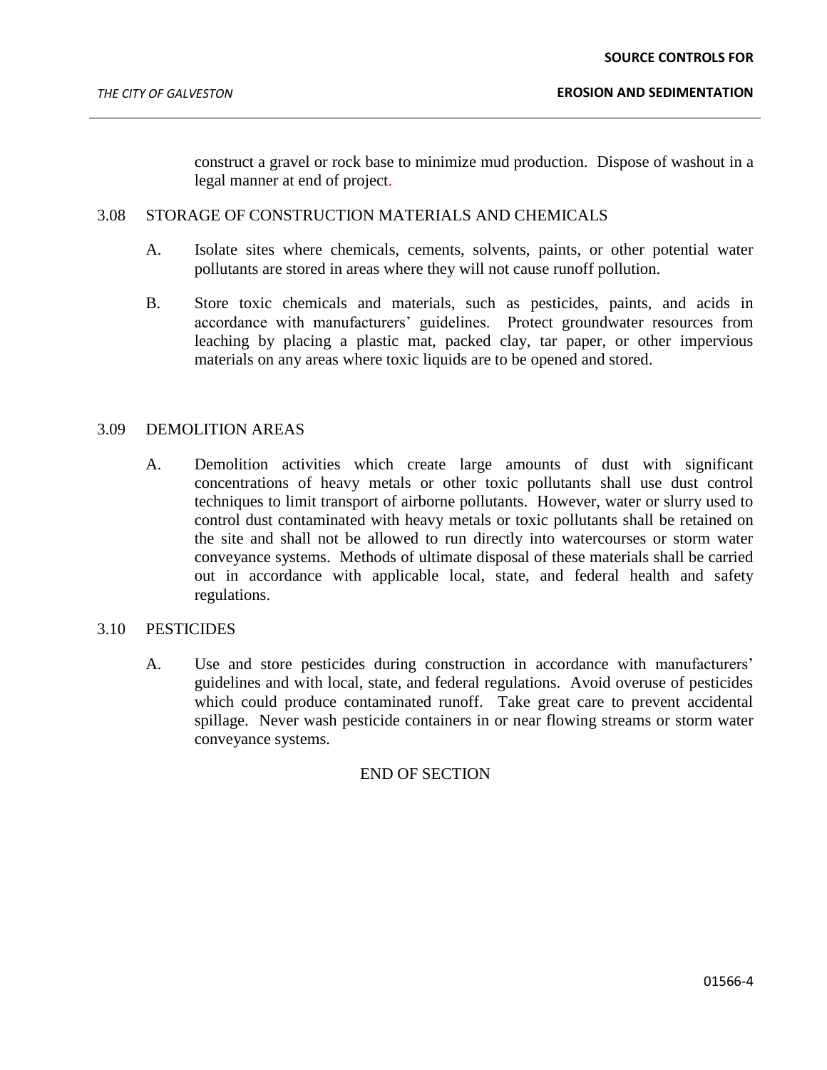construct a gravel or rock base to minimize mud production. Dispose of washout in a legal manner at end of project.

## 3.08 STORAGE OF CONSTRUCTION MATERIALS AND CHEMICALS

A. Isolate sites where chemicals, cements, solvents, paints, or other potential water pollutants are stored in areas where they will not cause runoff pollution.

B. Store toxic chemicals and materials, such as pesticides, paints, and acids in accordance with manufacturers' guidelines. Protect groundwater resources from leaching by placing a plastic mat, packed clay, tar paper, or other impervious materials on any areas where toxic liquids are to be opened and stored.

## 3.09 DEMOLITION AREAS

A. Demolition activities which create large amounts of dust with significant concentrations of heavy metals or other toxic pollutants shall use dust control techniques to limit transport of airborne pollutants. However, water or slurry used to control dust contaminated with heavy metals or toxic pollutants shall be retained on the site and shall not be allowed to run directly into watercourses or storm water conveyance systems. Methods of ultimate disposal of these materials shall be carried out in accordance with applicable local, state, and federal health and safety regulations.

## 3.10 PESTICIDES

A. Use and store pesticides during construction in accordance with manufacturers' guidelines and with local, state, and federal regulations. Avoid overuse of pesticides which could produce contaminated runoff. Take great care to prevent accidental spillage. Never wash pesticide containers in or near flowing streams or storm water conveyance systems.

END OF SECTION